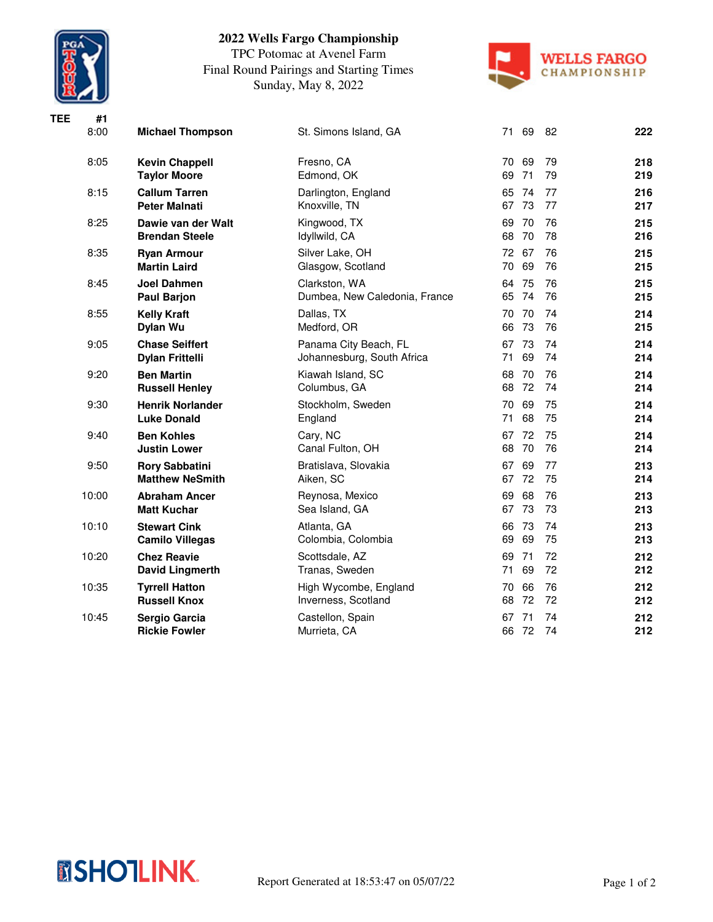# 2022 Wells Fargo Championship

TPC Potomac at Avenel Farm

Final Round Pairings and Starting Times

Sunday, May 8, 2022

| TEE #1 | Player | Hometown | R1 | R2 | R3 | Total |
|---|---|---|---|---|---|---|
| 8:00 | **Michael Thompson** | St. Simons Island, GA | 71 | 69 | 82 | **222** |
| 8:05 | **Kevin Chappell** | Fresno, CA | 70 | 69 | 79 | **218** |
| | **Taylor Moore** | Edmond, OK | 69 | 71 | 79 | **219** |
| 8:15 | **Callum Tarren** | Darlington, England | 65 | 74 | 77 | **216** |
| | **Peter Malnati** | Knoxville, TN | 67 | 73 | 77 | **217** |
| 8:25 | **Dawie van der Walt** | Kingwood, TX | 69 | 70 | 76 | **215** |
| | **Brendan Steele** | Idyllwild, CA | 68 | 70 | 78 | **216** |
| 8:35 | **Ryan Armour** | Silver Lake, OH | 72 | 67 | 76 | **215** |
| | **Martin Laird** | Glasgow, Scotland | 70 | 69 | 76 | **215** |
| 8:45 | **Joel Dahmen** | Clarkston, WA | 64 | 75 | 76 | **215** |
| | **Paul Barjon** | Dumbea, New Caledonia, France | 65 | 74 | 76 | **215** |
| 8:55 | **Kelly Kraft** | Dallas, TX | 70 | 70 | 74 | **214** |
| | **Dylan Wu** | Medford, OR | 66 | 73 | 76 | **215** |
| 9:05 | **Chase Seiffert** | Panama City Beach, FL | 67 | 73 | 74 | **214** |
| | **Dylan Frittelli** | Johannesburg, South Africa | 71 | 69 | 74 | **214** |
| 9:20 | **Ben Martin** | Kiawah Island, SC | 68 | 70 | 76 | **214** |
| | **Russell Henley** | Columbus, GA | 68 | 72 | 74 | **214** |
| 9:30 | **Henrik Norlander** | Stockholm, Sweden | 70 | 69 | 75 | **214** |
| | **Luke Donald** | England | 71 | 68 | 75 | **214** |
| 9:40 | **Ben Kohles** | Cary, NC | 67 | 72 | 75 | **214** |
| | **Justin Lower** | Canal Fulton, OH | 68 | 70 | 76 | **214** |
| 9:50 | **Rory Sabbatini** | Bratislava, Slovakia | 67 | 69 | 77 | **213** |
| | **Matthew NeSmith** | Aiken, SC | 67 | 72 | 75 | **214** |
| 10:00 | **Abraham Ancer** | Reynosa, Mexico | 69 | 68 | 76 | **213** |
| | **Matt Kuchar** | Sea Island, GA | 67 | 73 | 73 | **213** |
| 10:10 | **Stewart Cink** | Atlanta, GA | 66 | 73 | 74 | **213** |
| | **Camilo Villegas** | Colombia, Colombia | 69 | 69 | 75 | **213** |
| 10:20 | **Chez Reavie** | Scottsdale, AZ | 69 | 71 | 72 | **212** |
| | **David Lingmerth** | Tranas, Sweden | 71 | 69 | 72 | **212** |
| 10:35 | **Tyrrell Hatton** | High Wycombe, England | 70 | 66 | 76 | **212** |
| | **Russell Knox** | Inverness, Scotland | 68 | 72 | 72 | **212** |
| 10:45 | **Sergio Garcia** | Castellon, Spain | 67 | 71 | 74 | **212** |
| | **Rickie Fowler** | Murrieta, CA | 66 | 72 | 74 | **212** |

Report Generated at 18:53:47 on 05/07/22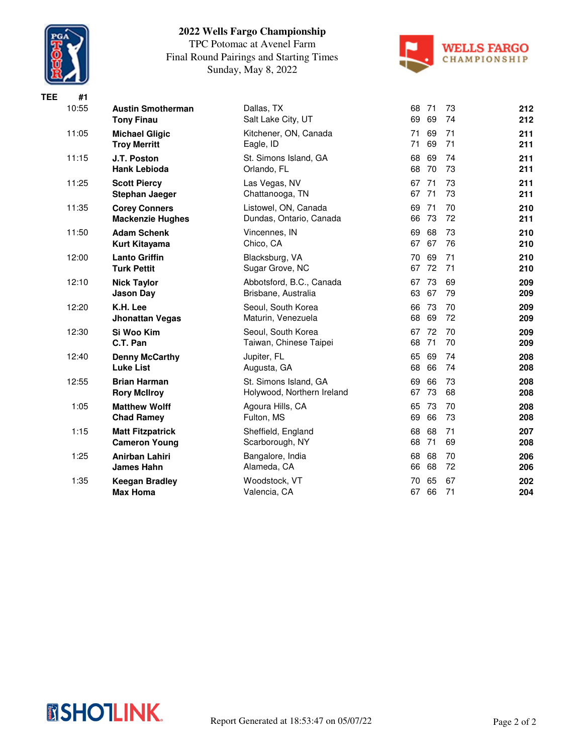# 2022 Wells Fargo Championship

TPC Potomac at Avenel Farm

Final Round Pairings and Starting Times

Sunday, May 8, 2022

| TEE #1 | Player | Hometown | R1 | R2 | R3 | Total |
|---|---|---|---|---|---|---|
| 10:55 | **Austin Smotherman** | Dallas, TX | 68 | 71 | 73 | **212** |
| | **Tony Finau** | Salt Lake City, UT | 69 | 69 | 74 | **212** |
| 11:05 | **Michael Gligic** | Kitchener, ON, Canada | 71 | 69 | 71 | **211** |
| | **Troy Merritt** | Eagle, ID | 71 | 69 | 71 | **211** |
| 11:15 | **J.T. Poston** | St. Simons Island, GA | 68 | 69 | 74 | **211** |
| | **Hank Lebioda** | Orlando, FL | 68 | 70 | 73 | **211** |
| 11:25 | **Scott Piercy** | Las Vegas, NV | 67 | 71 | 73 | **211** |
| | **Stephan Jaeger** | Chattanooga, TN | 67 | 71 | 73 | **211** |
| 11:35 | **Corey Conners** | Listowel, ON, Canada | 69 | 71 | 70 | **210** |
| | **Mackenzie Hughes** | Dundas, Ontario, Canada | 66 | 73 | 72 | **211** |
| 11:50 | **Adam Schenk** | Vincennes, IN | 69 | 68 | 73 | **210** |
| | **Kurt Kitayama** | Chico, CA | 67 | 67 | 76 | **210** |
| 12:00 | **Lanto Griffin** | Blacksburg, VA | 70 | 69 | 71 | **210** |
| | **Turk Pettit** | Sugar Grove, NC | 67 | 72 | 71 | **210** |
| 12:10 | **Nick Taylor** | Abbotsford, B.C., Canada | 67 | 73 | 69 | **209** |
| | **Jason Day** | Brisbane, Australia | 63 | 67 | 79 | **209** |
| 12:20 | **K.H. Lee** | Seoul, South Korea | 66 | 73 | 70 | **209** |
| | **Jhonattan Vegas** | Maturin, Venezuela | 68 | 69 | 72 | **209** |
| 12:30 | **Si Woo Kim** | Seoul, South Korea | 67 | 72 | 70 | **209** |
| | **C.T. Pan** | Taiwan, Chinese Taipei | 68 | 71 | 70 | **209** |
| 12:40 | **Denny McCarthy** | Jupiter, FL | 65 | 69 | 74 | **208** |
| | **Luke List** | Augusta, GA | 68 | 66 | 74 | **208** |
| 12:55 | **Brian Harman** | St. Simons Island, GA | 69 | 66 | 73 | **208** |
| | **Rory McIlroy** | Holywood, Northern Ireland | 67 | 73 | 68 | **208** |
| 1:05 | **Matthew Wolff** | Agoura Hills, CA | 65 | 73 | 70 | **208** |
| | **Chad Ramey** | Fulton, MS | 69 | 66 | 73 | **208** |
| 1:15 | **Matt Fitzpatrick** | Sheffield, England | 68 | 68 | 71 | **207** |
| | **Cameron Young** | Scarborough, NY | 68 | 71 | 69 | **208** |
| 1:25 | **Anirban Lahiri** | Bangalore, India | 68 | 68 | 70 | **206** |
| | **James Hahn** | Alameda, CA | 66 | 68 | 72 | **206** |
| 1:35 | **Keegan Bradley** | Woodstock, VT | 70 | 65 | 67 | **202** |
| | **Max Homa** | Valencia, CA | 67 | 66 | 71 | **204** |

Report Generated at 18:53:47 on 05/07/22